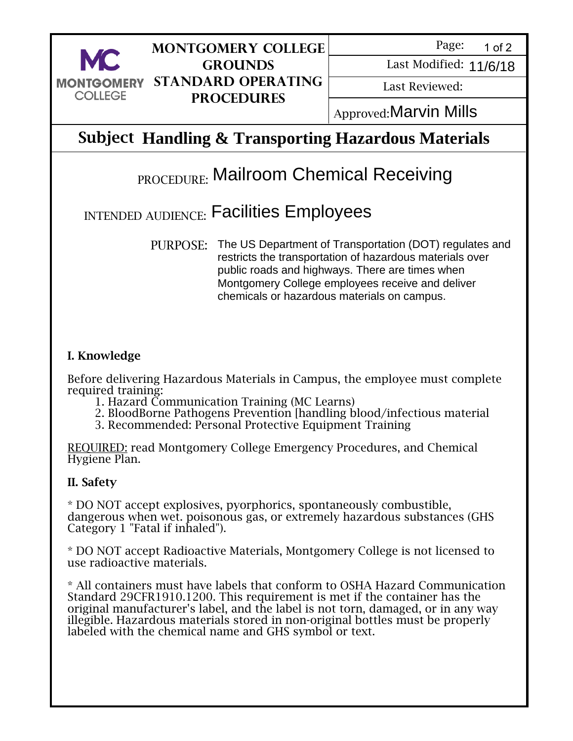| MONTGOMERY COLLEGE | MONTGOMERY COLLEGE GROUNDS STANDARD OPERATING PROCEDURES | Page: 1 of 2 |
|---|---|---|
| | | Last Modified: 11/6/18 |
| | | Last Reviewed: |
| | | Approved: Marvin Mills |

# Subject Handling & Transporting Hazardous Materials

## PROCEDURE: Mailroom Chemical Receiving

## INTENDED AUDIENCE: Facilities Employees

PURPOSE: The US Department of Transportation (DOT) regulates and restricts the transportation of hazardous materials over public roads and highways. There are times when Montgomery College employees receive and deliver chemicals or hazardous materials on campus.

### I. Knowledge

Before delivering Hazardous Materials in Campus, the employee must complete required training:

1. Hazard Communication Training (MC Learns)
2. BloodBorne Pathogens Prevention [handling blood/infectious material
3. Recommended: Personal Protective Equipment Training

<u>REQUIRED:</u> read Montgomery College Emergency Procedures, and Chemical Hygiene Plan.

### II. Safety

* DO NOT accept explosives, pyorphorics, spontaneously combustible, dangerous when wet. poisonous gas, or extremely hazardous substances (GHS Category 1 "Fatal if inhaled").

* DO NOT accept Radioactive Materials, Montgomery College is not licensed to use radioactive materials.

* All containers must have labels that conform to OSHA Hazard Communication Standard 29CFR1910.1200. This requirement is met if the container has the original manufacturer's label, and the label is not torn, damaged, or in any way illegible. Hazardous materials stored in non-original bottles must be properly labeled with the chemical name and GHS symbol or text.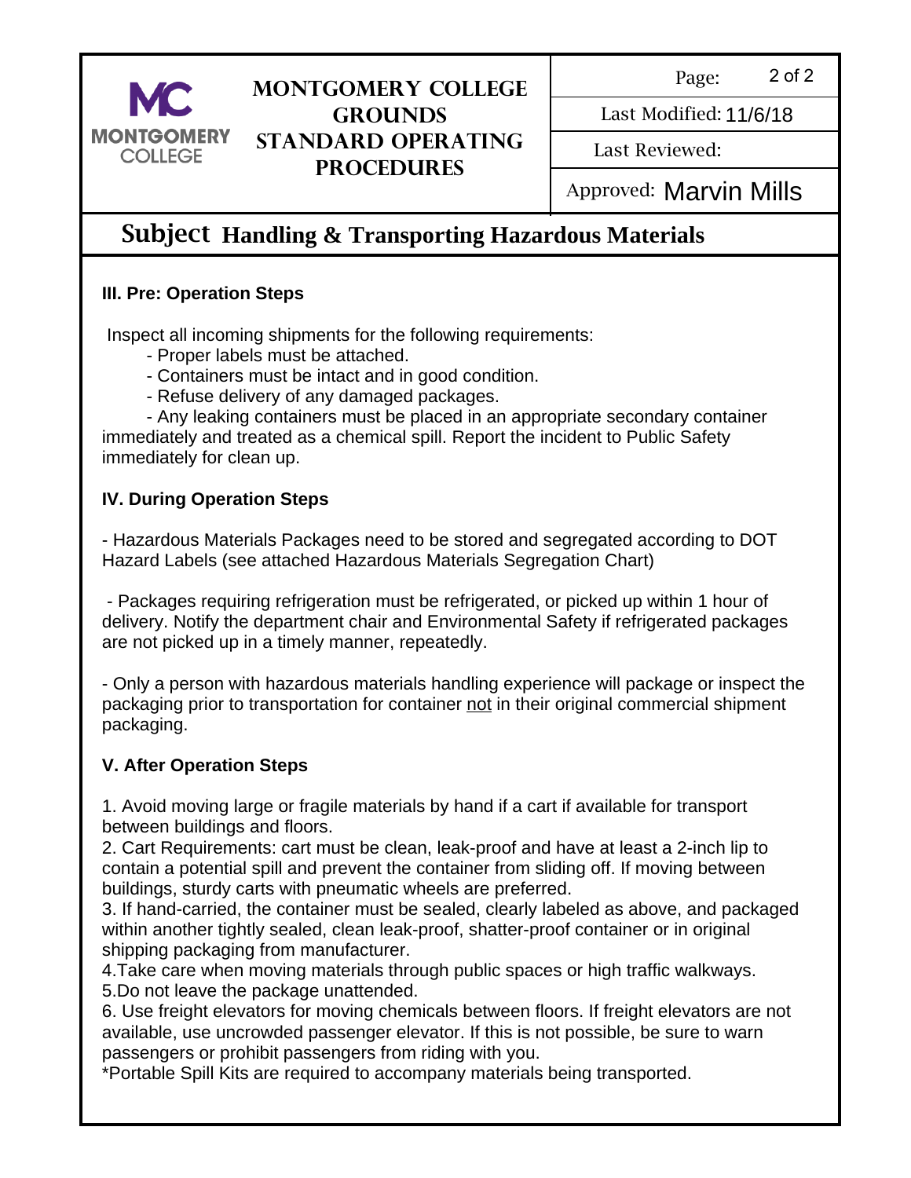**MONTGOMERY COLLEGE GROUNDS STANDARD OPERATING PROCEDURES**

Last Modified: 11/6/18

Last Reviewed:

Approved: Marvin Mills

## Subject Handling & Transporting Hazardous Materials

### III. Pre: Operation Steps

Inspect all incoming shipments for the following requirements:

- Proper labels must be attached.
- Containers must be intact and in good condition.
- Refuse delivery of any damaged packages.
- Any leaking containers must be placed in an appropriate secondary container immediately and treated as a chemical spill. Report the incident to Public Safety immediately for clean up.

### IV. During Operation Steps

- Hazardous Materials Packages need to be stored and segregated according to DOT Hazard Labels (see attached Hazardous Materials Segregation Chart)

- Packages requiring refrigeration must be refrigerated, or picked up within 1 hour of delivery. Notify the department chair and Environmental Safety if refrigerated packages are not picked up in a timely manner, repeatedly.

- Only a person with hazardous materials handling experience will package or inspect the packaging prior to transportation for container <u>not</u> in their original commercial shipment packaging.

### V. After Operation Steps

1. Avoid moving large or fragile materials by hand if a cart if available for transport between buildings and floors.
2. Cart Requirements: cart must be clean, leak-proof and have at least a 2-inch lip to contain a potential spill and prevent the container from sliding off. If moving between buildings, sturdy carts with pneumatic wheels are preferred.
3. If hand-carried, the container must be sealed, clearly labeled as above, and packaged within another tightly sealed, clean leak-proof, shatter-proof container or in original shipping packaging from manufacturer.
4. Take care when moving materials through public spaces or high traffic walkways.
5. Do not leave the package unattended.
6. Use freight elevators for moving chemicals between floors. If freight elevators are not available, use uncrowded passenger elevator. If this is not possible, be sure to warn passengers or prohibit passengers from riding with you.

*Portable Spill Kits are required to accompany materials being transported.